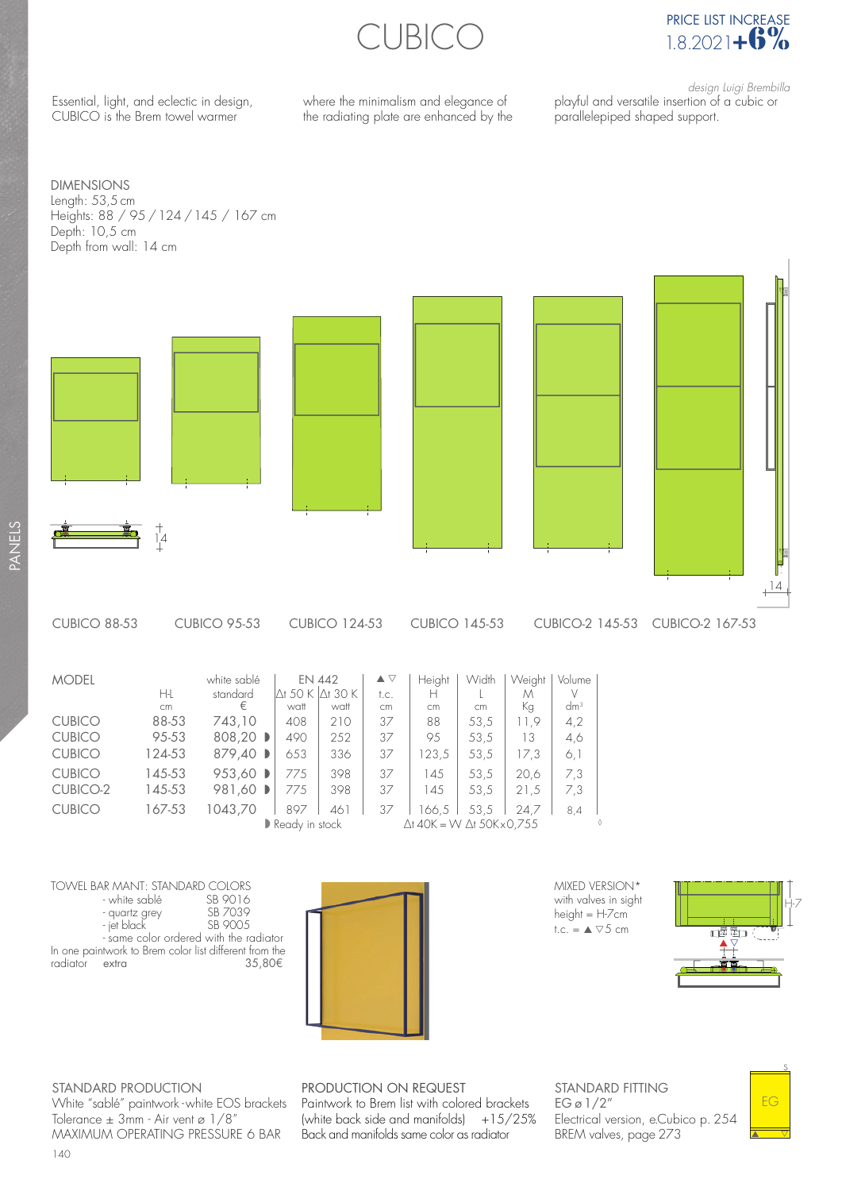# CUBICO

PRICE LIST INCREASE 1.8.2021 **+6%**

*design Luigi Brembilla*

Essential, light, and eclectic in design, CUBICO is the Brem towel warmer where the minimalism and elegance of the radiating plate are enhanced by the playful and versatile insertion of a cubic or parallelepiped shaped support.

DIMENSIONS
Length: 53,5 cm
Heights: 88 / 95 / 124 / 145 / 167 cm
Depth: 10,5 cm
Depth from wall: 14 cm

CUBICO 88-53 | CUBICO 95-53 | CUBICO 124-53 | CUBICO 145-53 | CUBICO-2 145-53 | CUBICO-2 167-53

| MODEL | H-L cm | white sablé standard € | EN 442 Δt 50 K watt | Δt 30 K watt | ▲▽ t.c. cm | Height H cm | Width L cm | Weight M Kg | Volume V dm³ |
|---|---|---|---|---|---|---|---|---|---|
| CUBICO | 88-53 | 743,10 | 408 | 210 | 37 | 88 | 53,5 | 11,9 | 4,2 |
| CUBICO | 95-53 | 808,20 ◗ | 490 | 252 | 37 | 95 | 53,5 | 13 | 4,6 |
| CUBICO | 124-53 | 879,40 ◗ | 653 | 336 | 37 | 123,5 | 53,5 | 17,3 | 6,1 |
| CUBICO | 145-53 | 953,60 ◗ | 775 | 398 | 37 | 145 | 53,5 | 20,6 | 7,3 |
| CUBICO-2 | 145-53 | 981,60 ◗ | 775 | 398 | 37 | 145 | 53,5 | 21,5 | 7,3 |
| CUBICO | 167-53 | 1043,70 | 897 | 461 | 37 | 166,5 | 53,5 | 24,7 | 8,4 |

◗ Ready in stock    Δt 40K = W Δt 50K×0,755

TOWEL BAR MANT: STANDARD COLORS
- white sablé SB 9016
- quartz grey SB 7039
- jet black SB 9005
- same color ordered with the radiator

In one paintwork to Brem color list different from the radiator extra 35,80€

MIXED VERSION*
with valves in sight
height = H-7cm
t.c. = ▲▽5 cm

STANDARD PRODUCTION
White "sablé" paintwork-white EOS brackets
Tolerance ± 3mm - Air vent ø 1/8"
MAXIMUM OPERATING PRESSURE 6 BAR

PRODUCTION ON REQUEST
Paintwork to Brem list with colored brackets (white back side and manifolds) +15/25%
Back and manifolds same color as radiator

STANDARD FITTING
EG ø 1/2"
Electrical version, e.Cubico p. 254
BREM valves, page 273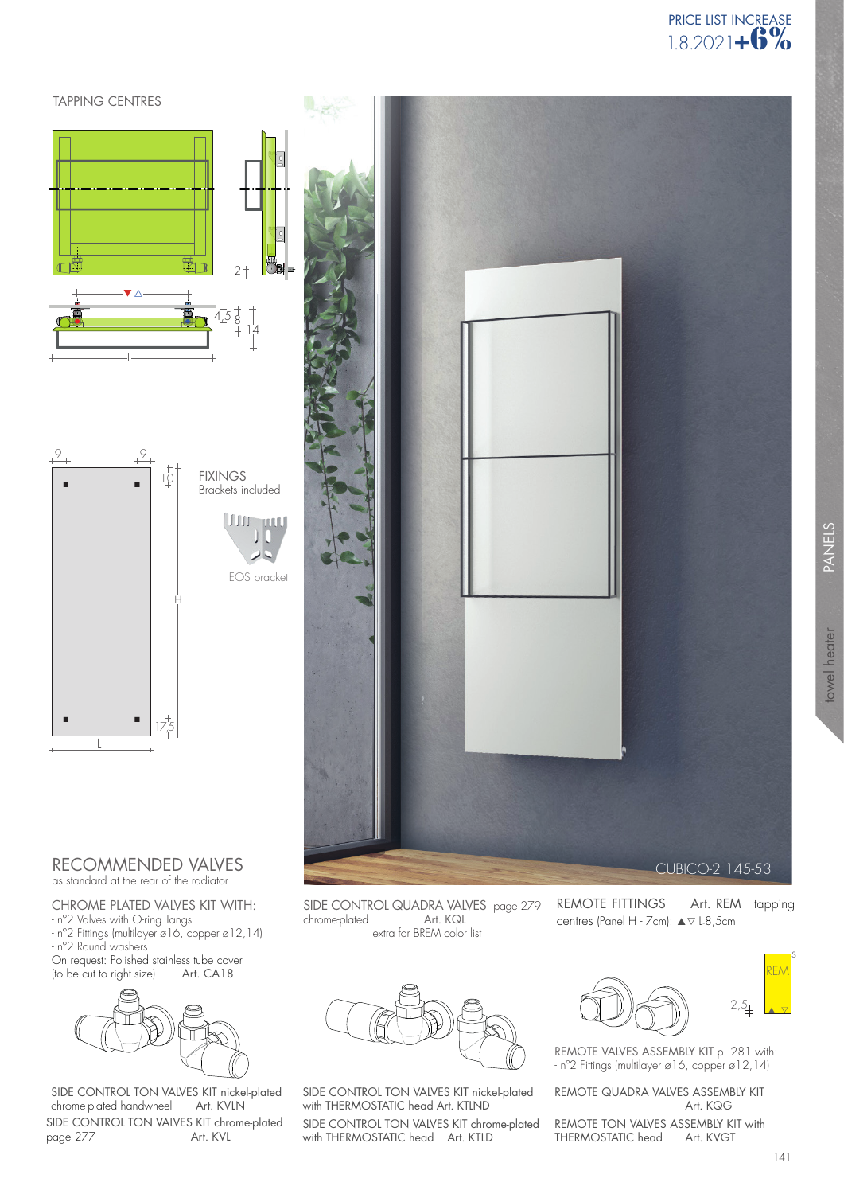PRICE LIST INCREASE 1.8.2021 **+6%**

TAPPING CENTRES

2
4,5 8 14
L

9 9
10
H
17,5
L

FIXINGS
Brackets included

EOS bracket

CUBICO-2 145-53

## RECOMMENDED VALVES

as standard at the rear of the radiator

CHROME PLATED VALVES KIT WITH:
- n°2 Valves with O-ring Tangs
- n°2 Fittings (multilayer ø16, copper ø12,14)
- n°2 Round washers

On request: Polished stainless tube cover (to be cut to right size) Art. CA18

SIDE CONTROL TON VALVES KIT nickel-plated chrome-plated handwheel Art. KVLN

SIDE CONTROL TON VALVES KIT chrome-plated page 277 Art. KVL

SIDE CONTROL QUADRA VALVES page 279
chrome-plated Art. KQL
extra for BREM color list

SIDE CONTROL TON VALVES KIT nickel-plated with THERMOSTATIC head Art. KTLND

SIDE CONTROL TON VALVES KIT chrome-plated with THERMOSTATIC head Art. KTLD

REMOTE FITTINGS Art. REM tapping centres (Panel H - 7cm): ▲▽ L-8,5cm

2,5
REM

REMOTE VALVES ASSEMBLY KIT p. 281 with:
- n°2 Fittings (multilayer ø16, copper ø12,14)

REMOTE QUADRA VALVES ASSEMBLY KIT Art. KQG

REMOTE TON VALVES ASSEMBLY KIT with THERMOSTATIC head Art. KVGT

PANELS
towel heater